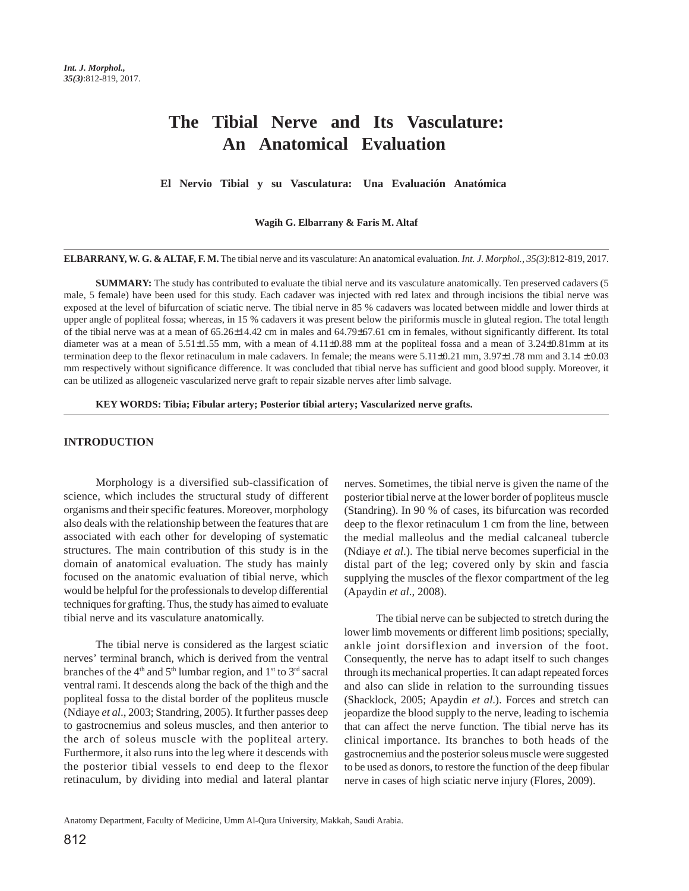# The Tibial Nerve and Its Vasculature: An Anatomical Evaluation

## El Nervio Tibial y su Vasculatura: Una Evaluación Anatómica

**Wagih G. Elbarrany & Faris M. Altaf**

**ELBARRANY, W. G. & ALTAF, F. M.** The tibial nerve and its vasculature: An anatomical evaluation. *Int. J. Morphol., 35(3)*:812-819, 2017.

**SUMMARY:** The study has contributed to evaluate the tibial nerve and its vasculature anatomically. Ten preserved cadavers (5 male, 5 female) have been used for this study. Each cadaver was injected with red latex and through incisions the tibial nerve was exposed at the level of bifurcation of sciatic nerve. The tibial nerve in 85 % cadavers was located between middle and lower thirds at upper angle of popliteal fossa; whereas, in 15 % cadavers it was present below the piriformis muscle in gluteal region. The total length of the tibial nerve was at a mean of 65.26±14.42 cm in males and 64.79±67.61 cm in females, without significantly different. Its total diameter was at a mean of 5.51±1.55 mm, with a mean of 4.11±0.88 mm at the popliteal fossa and a mean of 3.24±0.81mm at its termination deep to the flexor retinaculum in male cadavers. In female; the means were 5.11±0.21 mm, 3.97±1.78 mm and 3.14 ± 0.03 mm respectively without significance difference. It was concluded that tibial nerve has sufficient and good blood supply. Moreover, it can be utilized as allogeneic vascularized nerve graft to repair sizable nerves after limb salvage.

**KEY WORDS: Tibia; Fibular artery; Posterior tibial artery; Vascularized nerve grafts.**

## INTRODUCTION

Morphology is a diversified sub-classification of science, which includes the structural study of different organisms and their specific features. Moreover, morphology also deals with the relationship between the features that are associated with each other for developing of systematic structures. The main contribution of this study is in the domain of anatomical evaluation. The study has mainly focused on the anatomic evaluation of tibial nerve, which would be helpful for the professionals to develop differential techniques for grafting. Thus, the study has aimed to evaluate tibial nerve and its vasculature anatomically.

The tibial nerve is considered as the largest sciatic nerves' terminal branch, which is derived from the ventral branches of the 4th and 5th lumbar region, and 1st to 3rd sacral ventral rami. It descends along the back of the thigh and the popliteal fossa to the distal border of the popliteus muscle (Ndiaye *et al*., 2003; Standring, 2005). It further passes deep to gastrocnemius and soleus muscles, and then anterior to the arch of soleus muscle with the popliteal artery. Furthermore, it also runs into the leg where it descends with the posterior tibial vessels to end deep to the flexor retinaculum, by dividing into medial and lateral plantar nerves. Sometimes, the tibial nerve is given the name of the posterior tibial nerve at the lower border of popliteus muscle (Standring). In 90 % of cases, its bifurcation was recorded deep to the flexor retinaculum 1 cm from the line, between the medial malleolus and the medial calcaneal tubercle (Ndiaye *et al*.). The tibial nerve becomes superficial in the distal part of the leg; covered only by skin and fascia supplying the muscles of the flexor compartment of the leg (Apaydin *et al*., 2008).

The tibial nerve can be subjected to stretch during the lower limb movements or different limb positions; specially, ankle joint dorsiflexion and inversion of the foot. Consequently, the nerve has to adapt itself to such changes through its mechanical properties. It can adapt repeated forces and also can slide in relation to the surrounding tissues (Shacklock, 2005; Apaydin *et al*.). Forces and stretch can jeopardize the blood supply to the nerve, leading to ischemia that can affect the nerve function. The tibial nerve has its clinical importance. Its branches to both heads of the gastrocnemius and the posterior soleus muscle were suggested to be used as donors, to restore the function of the deep fibular nerve in cases of high sciatic nerve injury (Flores, 2009).

Anatomy Department, Faculty of Medicine, Umm Al-Qura University, Makkah, Saudi Arabia.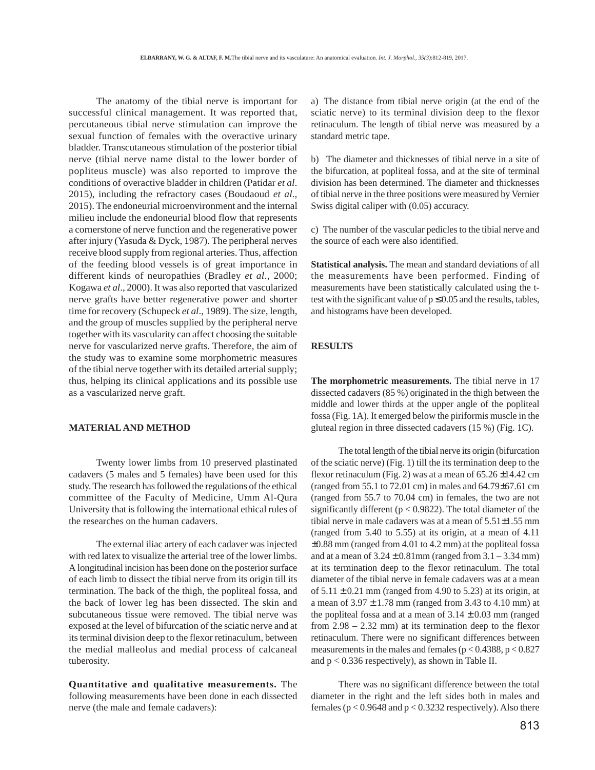The anatomy of the tibial nerve is important for successful clinical management. It was reported that, percutaneous tibial nerve stimulation can improve the sexual function of females with the overactive urinary bladder. Transcutaneous stimulation of the posterior tibial nerve (tibial nerve name distal to the lower border of popliteus muscle) was also reported to improve the conditions of overactive bladder in children (Patidar *et al*. 2015), including the refractory cases (Boudaoud *et al*., 2015). The endoneurial microenvironment and the internal milieu include the endoneurial blood flow that represents a cornerstone of nerve function and the regenerative power after injury (Yasuda & Dyck, 1987). The peripheral nerves receive blood supply from regional arteries. Thus, affection of the feeding blood vessels is of great importance in different kinds of neuropathies (Bradley *et al*., 2000; Kogawa *et al*., 2000). It was also reported that vascularized nerve grafts have better regenerative power and shorter time for recovery (Schupeck *et al*., 1989). The size, length, and the group of muscles supplied by the peripheral nerve together with its vascularity can affect choosing the suitable nerve for vascularized nerve grafts. Therefore, the aim of the study was to examine some morphometric measures of the tibial nerve together with its detailed arterial supply; thus, helping its clinical applications and its possible use as a vascularized nerve graft.

## MATERIAL AND METHOD

Twenty lower limbs from 10 preserved plastinated cadavers (5 males and 5 females) have been used for this study. The research has followed the regulations of the ethical committee of the Faculty of Medicine, Umm Al-Qura University that is following the international ethical rules of the researches on the human cadavers.

The external iliac artery of each cadaver was injected with red latex to visualize the arterial tree of the lower limbs. A longitudinal incision has been done on the posterior surface of each limb to dissect the tibial nerve from its origin till its termination. The back of the thigh, the popliteal fossa, and the back of lower leg has been dissected. The skin and subcutaneous tissue were removed. The tibial nerve was exposed at the level of bifurcation of the sciatic nerve and at its terminal division deep to the flexor retinaculum, between the medial malleolus and medial process of calcaneal tuberosity.

**Quantitative and qualitative measurements.** The following measurements have been done in each dissected nerve (the male and female cadavers):

a) The distance from tibial nerve origin (at the end of the sciatic nerve) to its terminal division deep to the flexor retinaculum. The length of tibial nerve was measured by a standard metric tape.

b) The diameter and thicknesses of tibial nerve in a site of the bifurcation, at popliteal fossa, and at the site of terminal division has been determined. The diameter and thicknesses of tibial nerve in the three positions were measured by Vernier Swiss digital caliper with (0.05) accuracy.

c) The number of the vascular pedicles to the tibial nerve and the source of each were also identified.

**Statistical analysis.** The mean and standard deviations of all the measurements have been performed. Finding of measurements have been statistically calculated using the t-test with the significant value of $p \leq 0.05$ and the results, tables, and histograms have been developed.

## RESULTS

**The morphometric measurements.** The tibial nerve in 17 dissected cadavers (85 %) originated in the thigh between the middle and lower thirds at the upper angle of the popliteal fossa (Fig. 1A). It emerged below the piriformis muscle in the gluteal region in three dissected cadavers (15 %) (Fig. 1C).

The total length of the tibial nerve its origin (bifurcation of the sciatic nerve) (Fig. 1) till the its termination deep to the flexor retinaculum (Fig. 2) was at a mean of $65.26 \pm 14.42$ cm (ranged from 55.1 to 72.01 cm) in males and $64.79 \pm 67.61$ cm (ranged from 55.7 to 70.04 cm) in females, the two are not significantly different ($p < 0.9822$). The total diameter of the tibial nerve in male cadavers was at a mean of $5.51 \pm 1.55$ mm (ranged from 5.40 to 5.55) at its origin, at a mean of $4.11 \pm 0.88$ mm (ranged from 4.01 to 4.2 mm) at the popliteal fossa and at a mean of $3.24 \pm 0.81$mm (ranged from 3.1 – 3.34 mm) at its termination deep to the flexor retinaculum. The total diameter of the tibial nerve in female cadavers was at a mean of $5.11 \pm 0.21$ mm (ranged from 4.90 to 5.23) at its origin, at a mean of $3.97 \pm 1.78$ mm (ranged from 3.43 to 4.10 mm) at the popliteal fossa and at a mean of $3.14 \pm 0.03$ mm (ranged from 2.98 – 2.32 mm) at its termination deep to the flexor retinaculum. There were no significant differences between measurements in the males and females ($p < 0.4388$, $p < 0.827$ and $p < 0.336$ respectively), as shown in Table II.

There was no significant difference between the total diameter in the right and the left sides both in males and females ($p < 0.9648$ and $p < 0.3232$ respectively). Also there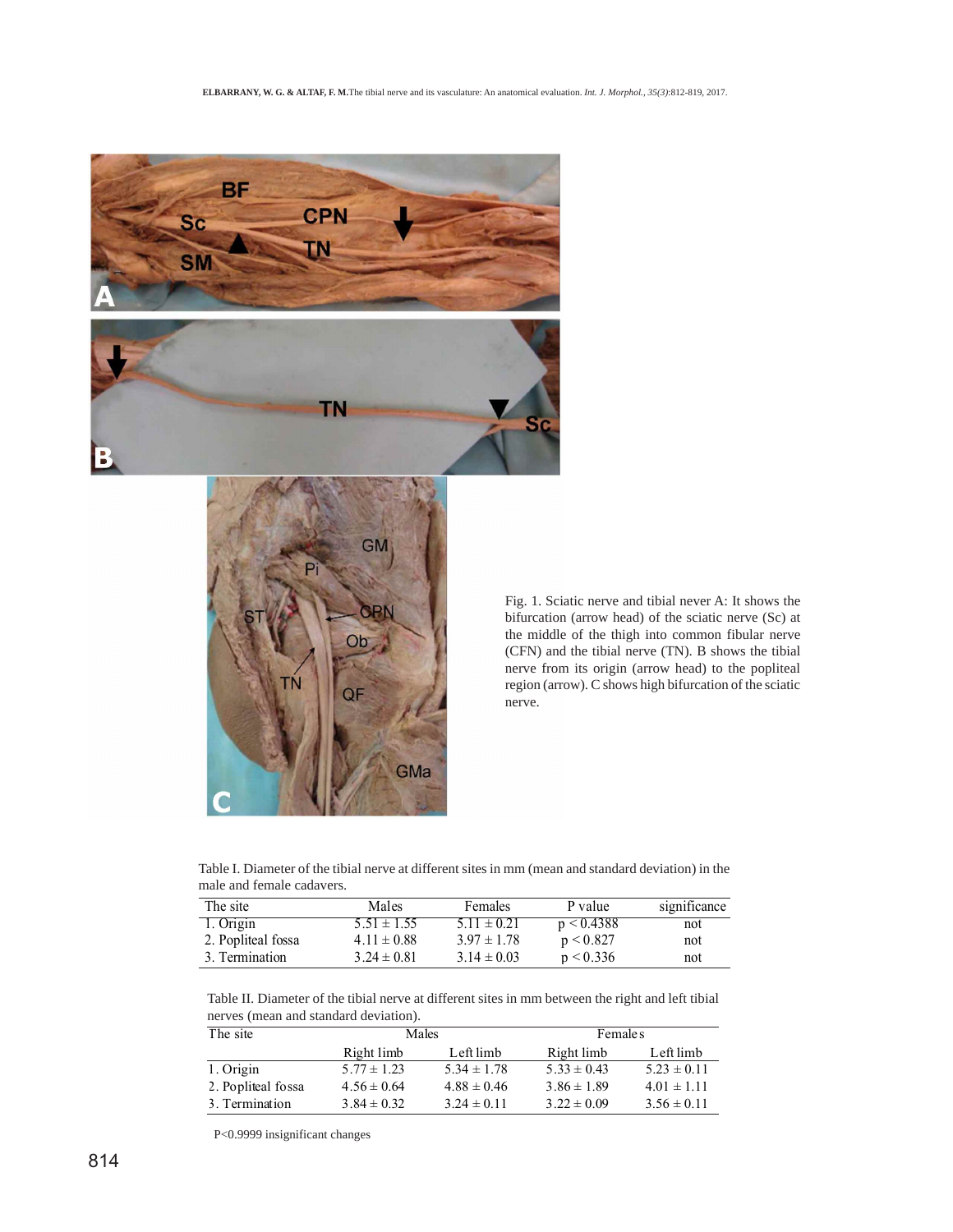Fig. 1. Sciatic nerve and tibial never A: It shows the bifurcation (arrow head) of the sciatic nerve (Sc) at the middle of the thigh into common fibular nerve (CFN) and the tibial nerve (TN). B shows the tibial nerve from its origin (arrow head) to the popliteal region (arrow). C shows high bifurcation of the sciatic nerve.

Table I. Diameter of the tibial nerve at different sites in mm (mean and standard deviation) in the male and female cadavers.

| The site | Males | Females | P value | significance |
|---|---|---|---|---|
| 1. Origin | 5.51 ± 1.55 | 5.11 ± 0.21 | $p < 0.4388$ | not |
| 2. Popliteal fossa | 4.11 ± 0.88 | 3.97 ± 1.78 | $p < 0.827$ | not |
| 3. Termination | 3.24 ± 0.81 | 3.14 ± 0.03 | $p < 0.336$ | not |

Table II. Diameter of the tibial nerve at different sites in mm between the right and left tibial nerves (mean and standard deviation).

| The site | Males | | Females | |
|---|---|---|---|---|
| | Right limb | Left limb | Right limb | Left limb |
| 1. Origin | 5.77 ± 1.23 | 5.34 ± 1.78 | 5.33 ± 0.43 | 5.23 ± 0.11 |
| 2. Popliteal fossa | 4.56 ± 0.64 | 4.88 ± 0.46 | 3.86 ± 1.89 | 4.01 ± 1.11 |
| 3. Termination | 3.84 ± 0.32 | 3.24 ± 0.11 | 3.22 ± 0.09 | 3.56 ± 0.11 |

$P<0.9999$ insignificant changes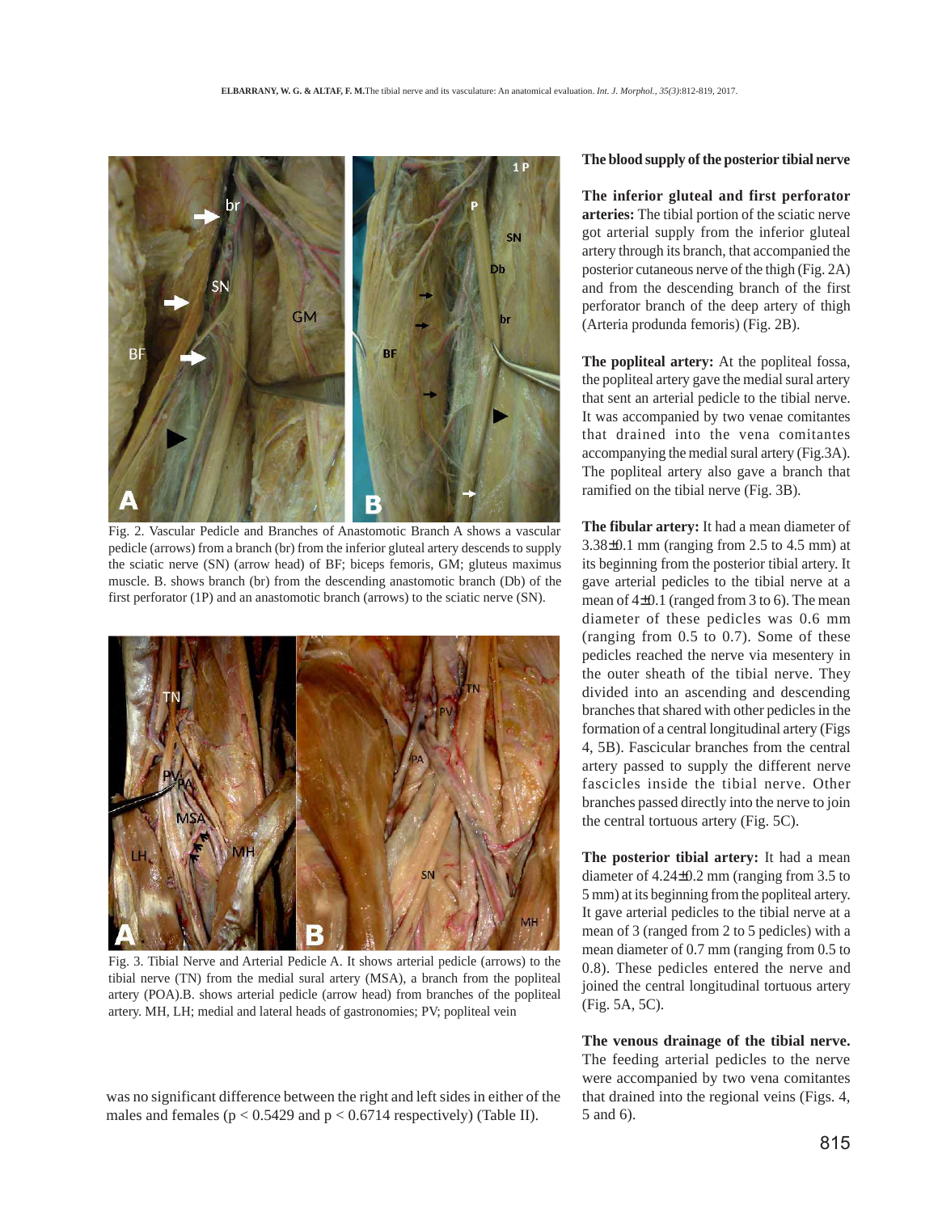Fig. 2. Vascular Pedicle and Branches of Anastomotic Branch A shows a vascular pedicle (arrows) from a branch (br) from the inferior gluteal artery descends to supply the sciatic nerve (SN) (arrow head) of BF; biceps femoris, GM; gluteus maximus muscle. B. shows branch (br) from the descending anastomotic branch (Db) of the first perforator (1P) and an anastomotic branch (arrows) to the sciatic nerve (SN).

Fig. 3. Tibial Nerve and Arterial Pedicle A. It shows arterial pedicle (arrows) to the tibial nerve (TN) from the medial sural artery (MSA), a branch from the popliteal artery (POA).B. shows arterial pedicle (arrow head) from branches of the popliteal artery. MH, LH; medial and lateral heads of gastronomies; PV; popliteal vein

was no significant difference between the right and left sides in either of the males and females ($p < 0.5429$ and $p < 0.6714$ respectively) (Table II).

**The blood supply of the posterior tibial nerve**

**The inferior gluteal and first perforator arteries:** The tibial portion of the sciatic nerve got arterial supply from the inferior gluteal artery through its branch, that accompanied the posterior cutaneous nerve of the thigh (Fig. 2A) and from the descending branch of the first perforator branch of the deep artery of thigh (Arteria produnda femoris) (Fig. 2B).

**The popliteal artery:** At the popliteal fossa, the popliteal artery gave the medial sural artery that sent an arterial pedicle to the tibial nerve. It was accompanied by two venae comitantes that drained into the vena comitantes accompanying the medial sural artery (Fig.3A). The popliteal artery also gave a branch that ramified on the tibial nerve (Fig. 3B).

**The fibular artery:** It had a mean diameter of $3.38\pm0.1$ mm (ranging from 2.5 to 4.5 mm) at its beginning from the posterior tibial artery. It gave arterial pedicles to the tibial nerve at a mean of $4\pm0.1$ (ranged from 3 to 6). The mean diameter of these pedicles was 0.6 mm (ranging from 0.5 to 0.7). Some of these pedicles reached the nerve via mesentery in the outer sheath of the tibial nerve. They divided into an ascending and descending branches that shared with other pedicles in the formation of a central longitudinal artery (Figs 4, 5B). Fascicular branches from the central artery passed to supply the different nerve fascicles inside the tibial nerve. Other branches passed directly into the nerve to join the central tortuous artery (Fig. 5C).

**The posterior tibial artery:** It had a mean diameter of $4.24\pm0.2$ mm (ranging from 3.5 to 5 mm) at its beginning from the popliteal artery. It gave arterial pedicles to the tibial nerve at a mean of 3 (ranged from 2 to 5 pedicles) with a mean diameter of 0.7 mm (ranging from 0.5 to 0.8). These pedicles entered the nerve and joined the central longitudinal tortuous artery (Fig. 5A, 5C).

**The venous drainage of the tibial nerve.** The feeding arterial pedicles to the nerve were accompanied by two vena comitantes that drained into the regional veins (Figs. 4, 5 and 6).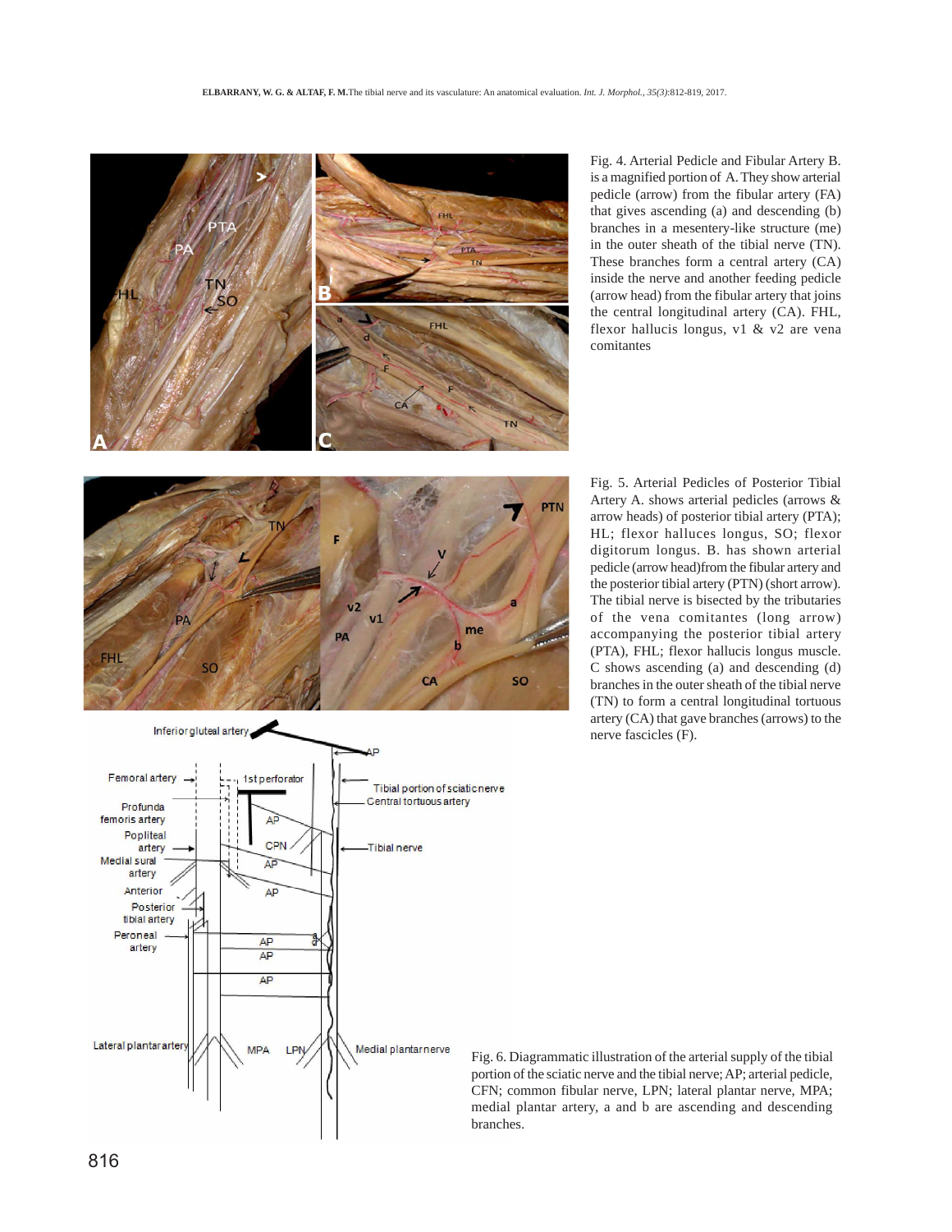Fig. 4. Arterial Pedicle and Fibular Artery B. is a magnified portion of A. They show arterial pedicle (arrow) from the fibular artery (FA) that gives ascending (a) and descending (b) branches in a mesentery-like structure (me) in the outer sheath of the tibial nerve (TN). These branches form a central artery (CA) inside the nerve and another feeding pedicle (arrow head) from the fibular artery that joins the central longitudinal artery (CA). FHL, flexor hallucis longus, v1 & v2 are vena comitantes

Fig. 5. Arterial Pedicles of Posterior Tibial Artery A. shows arterial pedicles (arrows & arrow heads) of posterior tibial artery (PTA); HL; flexor halluces longus, SO; flexor digitorum longus. B. has shown arterial pedicle (arrow head)from the fibular artery and the posterior tibial artery (PTN) (short arrow). The tibial nerve is bisected by the tributaries of the vena comitantes (long arrow) accompanying the posterior tibial artery (PTA), FHL; flexor hallucis longus muscle. C shows ascending (a) and descending (d) branches in the outer sheath of the tibial nerve (TN) to form a central longitudinal tortuous artery (CA) that gave branches (arrows) to the nerve fascicles (F).

Fig. 6. Diagrammatic illustration of the arterial supply of the tibial portion of the sciatic nerve and the tibial nerve; AP; arterial pedicle, CFN; common fibular nerve, LPN; lateral plantar nerve, MPA; medial plantar artery, a and b are ascending and descending branches.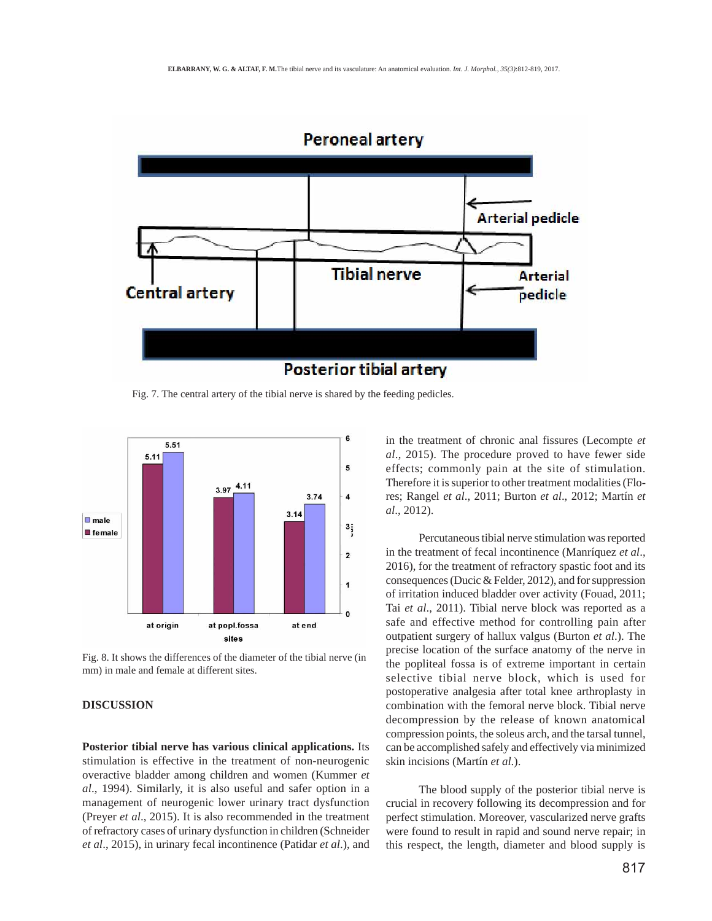Peroneal artery

Arterial pedicle

Central artery

Tibial nerve

Arterial pedicle

Posterior tibial artery

Fig. 7. The central artery of the tibial nerve is shared by the feeding pedicles.

male
female

5.11 5.51
3.97 4.11
3.14 3.74

6
5
4
3
2
1
0

at origin
at popl.fossa
at end

sites

Fig. 8. It shows the differences of the diameter of the tibial nerve (in mm) in male and female at different sites.

## DISCUSSION

**Posterior tibial nerve has various clinical applications.** Its stimulation is effective in the treatment of non-neurogenic overactive bladder among children and women (Kummer *et al*., 1994). Similarly, it is also useful and safer option in a management of neurogenic lower urinary tract dysfunction (Preyer *et al*., 2015). It is also recommended in the treatment of refractory cases of urinary dysfunction in children (Schneider *et al*., 2015), in urinary fecal incontinence (Patidar *et al*.), and in the treatment of chronic anal fissures (Lecompte *et al*., 2015). The procedure proved to have fewer side effects; commonly pain at the site of stimulation. Therefore it is superior to other treatment modalities (Flores; Rangel *et al*., 2011; Burton *et al*., 2012; Martín *et al*., 2012).

Percutaneous tibial nerve stimulation was reported in the treatment of fecal incontinence (Manríquez *et al*., 2016), for the treatment of refractory spastic foot and its consequences (Ducic & Felder, 2012), and for suppression of irritation induced bladder over activity (Fouad, 2011; Tai *et al*., 2011). Tibial nerve block was reported as a safe and effective method for controlling pain after outpatient surgery of hallux valgus (Burton *et al*.). The precise location of the surface anatomy of the nerve in the popliteal fossa is of extreme important in certain selective tibial nerve block, which is used for postoperative analgesia after total knee arthroplasty in combination with the femoral nerve block. Tibial nerve decompression by the release of known anatomical compression points, the soleus arch, and the tarsal tunnel, can be accomplished safely and effectively via minimized skin incisions (Martín *et al*.).

The blood supply of the posterior tibial nerve is crucial in recovery following its decompression and for perfect stimulation. Moreover, vascularized nerve grafts were found to result in rapid and sound nerve repair; in this respect, the length, diameter and blood supply is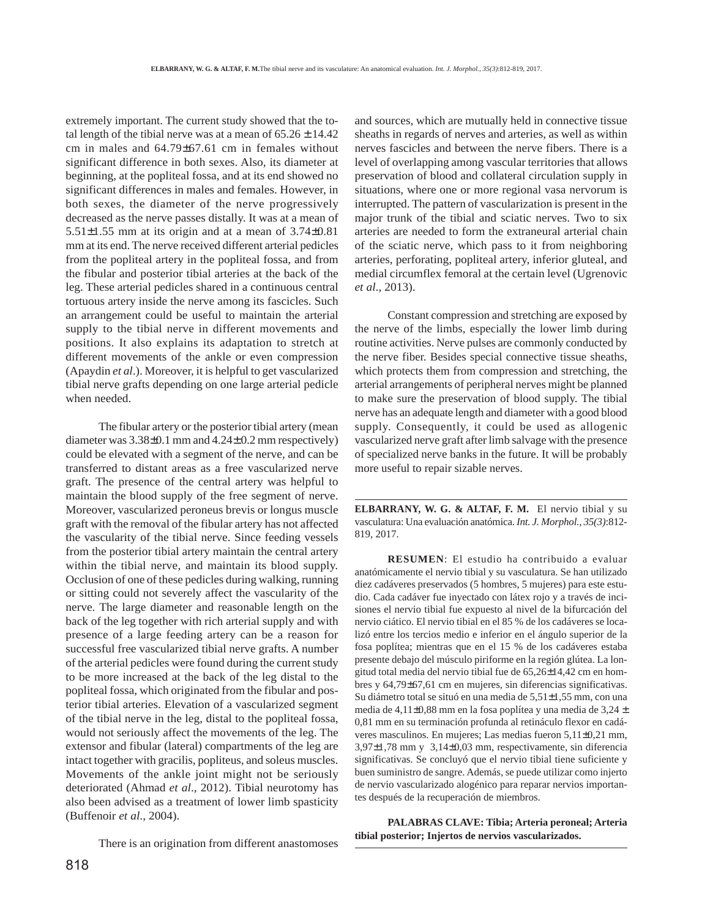extremely important. The current study showed that the total length of the tibial nerve was at a mean of 65.26 ± 14.42 cm in males and 64.79±67.61 cm in females without significant difference in both sexes. Also, its diameter at beginning, at the popliteal fossa, and at its end showed no significant differences in males and females. However, in both sexes, the diameter of the nerve progressively decreased as the nerve passes distally. It was at a mean of 5.51±1.55 mm at its origin and at a mean of 3.74±0.81 mm at its end. The nerve received different arterial pedicles from the popliteal artery in the popliteal fossa, and from the fibular and posterior tibial arteries at the back of the leg. These arterial pedicles shared in a continuous central tortuous artery inside the nerve among its fascicles. Such an arrangement could be useful to maintain the arterial supply to the tibial nerve in different movements and positions. It also explains its adaptation to stretch at different movements of the ankle or even compression (Apaydin *et al*.). Moreover, it is helpful to get vascularized tibial nerve grafts depending on one large arterial pedicle when needed.

The fibular artery or the posterior tibial artery (mean diameter was 3.38±0.1 mm and 4.24±0.2 mm respectively) could be elevated with a segment of the nerve, and can be transferred to distant areas as a free vascularized nerve graft. The presence of the central artery was helpful to maintain the blood supply of the free segment of nerve. Moreover, vascularized peroneus brevis or longus muscle graft with the removal of the fibular artery has not affected the vascularity of the tibial nerve. Since feeding vessels from the posterior tibial artery maintain the central artery within the tibial nerve, and maintain its blood supply. Occlusion of one of these pedicles during walking, running or sitting could not severely affect the vascularity of the nerve. The large diameter and reasonable length on the back of the leg together with rich arterial supply and with presence of a large feeding artery can be a reason for successful free vascularized tibial nerve grafts. A number of the arterial pedicles were found during the current study to be more increased at the back of the leg distal to the popliteal fossa, which originated from the fibular and posterior tibial arteries. Elevation of a vascularized segment of the tibial nerve in the leg, distal to the popliteal fossa, would not seriously affect the movements of the leg. The extensor and fibular (lateral) compartments of the leg are intact together with gracilis, popliteus, and soleus muscles. Movements of the ankle joint might not be seriously deteriorated (Ahmad *et al*., 2012). Tibial neurotomy has also been advised as a treatment of lower limb spasticity (Buffenoir *et al*., 2004).

There is an origination from different anastomoses and sources, which are mutually held in connective tissue sheaths in regards of nerves and arteries, as well as within nerves fascicles and between the nerve fibers. There is a level of overlapping among vascular territories that allows preservation of blood and collateral circulation supply in situations, where one or more regional vasa nervorum is interrupted. The pattern of vascularization is present in the major trunk of the tibial and sciatic nerves. Two to six arteries are needed to form the extraneural arterial chain of the sciatic nerve, which pass to it from neighboring arteries, perforating, popliteal artery, inferior gluteal, and medial circumflex femoral at the certain level (Ugrenovic *et al*., 2013).

Constant compression and stretching are exposed by the nerve of the limbs, especially the lower limb during routine activities. Nerve pulses are commonly conducted by the nerve fiber. Besides special connective tissue sheaths, which protects them from compression and stretching, the arterial arrangements of peripheral nerves might be planned to make sure the preservation of blood supply. The tibial nerve has an adequate length and diameter with a good blood supply. Consequently, it could be used as allogenic vascularized nerve graft after limb salvage with the presence of specialized nerve banks in the future. It will be probably more useful to repair sizable nerves.

---

**ELBARRANY, W. G. & ALTAF, F. M.** El nervio tibial y su vasculatura: Una evaluación anatómica. *Int. J. Morphol., 35(3)*:812-819, 2017.

**RESUMEN**: El estudio ha contribuido a evaluar anatómicamente el nervio tibial y su vasculatura. Se han utilizado diez cadáveres preservados (5 hombres, 5 mujeres) para este estudio. Cada cadáver fue inyectado con látex rojo y a través de incisiones el nervio tibial fue expuesto al nivel de la bifurcación del nervio ciático. El nervio tibial en el 85 % de los cadáveres se localizó entre los tercios medio e inferior en el ángulo superior de la fosa poplítea; mientras que en el 15 % de los cadáveres estaba presente debajo del músculo piriforme en la región glútea. La longitud total media del nervio tibial fue de 65,26±14,42 cm en hombres y 64,79±67,61 cm en mujeres, sin diferencias significativas. Su diámetro total se situó en una media de 5,51±1,55 mm, con una media de 4,11±0,88 mm en la fosa poplítea y una media de 3,24 ± 0,81 mm en su terminación profunda al retináculo flexor en cadáveres masculinos. En mujeres; Las medias fueron 5,11±0,21 mm, 3,97±1,78 mm y 3,14±0,03 mm, respectivamente, sin diferencia significativas. Se concluyó que el nervio tibial tiene suficiente y buen suministro de sangre. Además, se puede utilizar como injerto de nervio vascularizado alogénico para reparar nervios importantes después de la recuperación de miembros.

**PALABRAS CLAVE: Tibia; Arteria peroneal; Arteria tibial posterior; Injertos de nervios vascularizados.**

---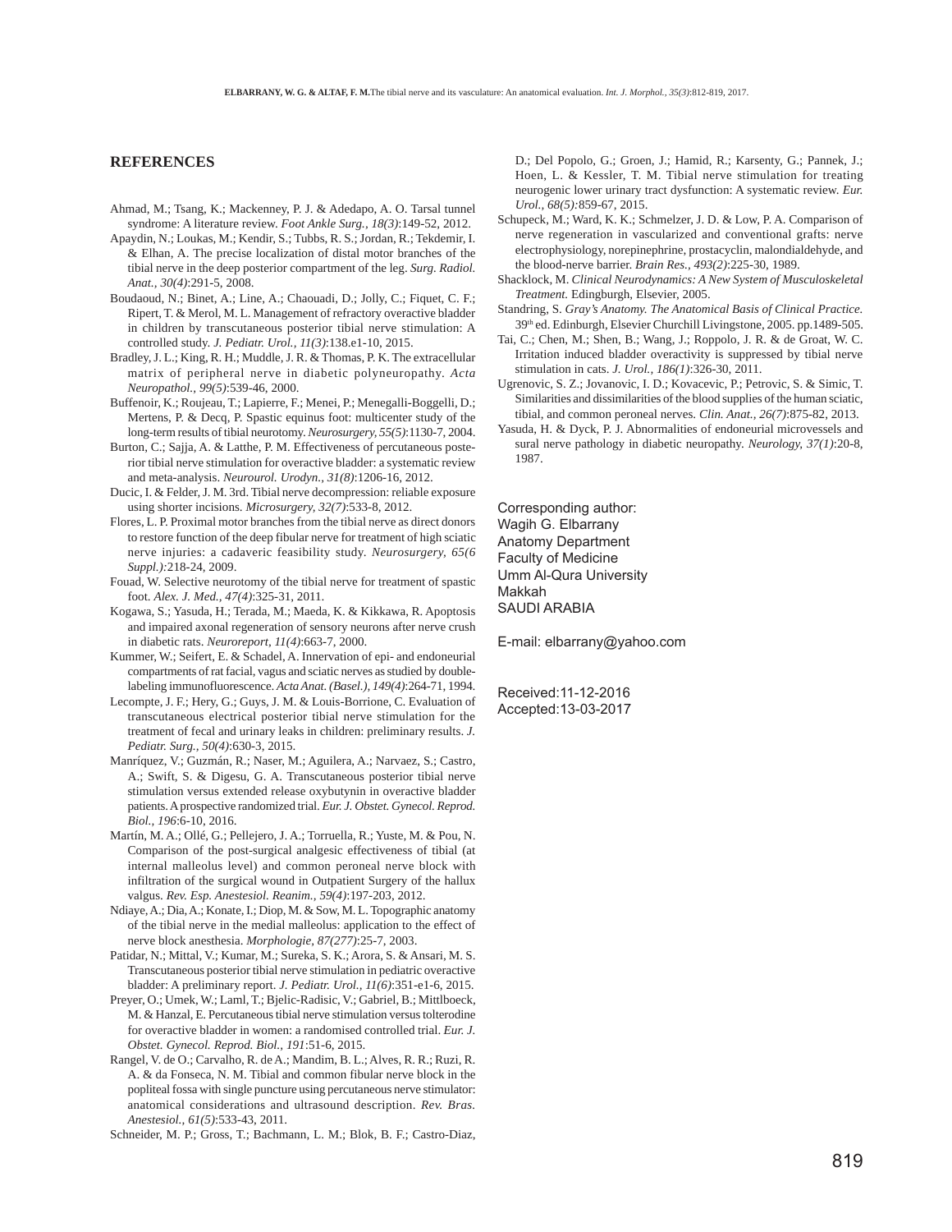## REFERENCES

Ahmad, M.; Tsang, K.; Mackenney, P. J. & Adedapo, A. O. Tarsal tunnel syndrome: A literature review. *Foot Ankle Surg., 18(3)*:149-52, 2012.

Apaydin, N.; Loukas, M.; Kendir, S.; Tubbs, R. S.; Jordan, R.; Tekdemir, I. & Elhan, A. The precise localization of distal motor branches of the tibial nerve in the deep posterior compartment of the leg. *Surg. Radiol. Anat., 30(4)*:291-5, 2008.

Boudaoud, N.; Binet, A.; Line, A.; Chaouadi, D.; Jolly, C.; Fiquet, C. F.; Ripert, T. & Merol, M. L. Management of refractory overactive bladder in children by transcutaneous posterior tibial nerve stimulation: A controlled study. *J. Pediatr. Urol., 11(3)*:138.e1-10, 2015.

Bradley, J. L.; King, R. H.; Muddle, J. R. & Thomas, P. K. The extracellular matrix of peripheral nerve in diabetic polyneuropathy. *Acta Neuropathol., 99(5)*:539-46, 2000.

Buffenoir, K.; Roujeau, T.; Lapierre, F.; Menei, P.; Menegalli-Boggelli, D.; Mertens, P. & Decq, P. Spastic equinus foot: multicenter study of the long-term results of tibial neurotomy. *Neurosurgery, 55(5)*:1130-7, 2004.

Burton, C.; Sajja, A. & Latthe, P. M. Effectiveness of percutaneous posterior tibial nerve stimulation for overactive bladder: a systematic review and meta-analysis. *Neurourol. Urodyn., 31(8)*:1206-16, 2012.

Ducic, I. & Felder, J. M. 3rd. Tibial nerve decompression: reliable exposure using shorter incisions. *Microsurgery, 32(7)*:533-8, 2012.

Flores, L. P. Proximal motor branches from the tibial nerve as direct donors to restore function of the deep fibular nerve for treatment of high sciatic nerve injuries: a cadaveric feasibility study. *Neurosurgery, 65(6 Suppl.)*:218-24, 2009.

Fouad, W. Selective neurotomy of the tibial nerve for treatment of spastic foot. *Alex. J. Med., 47(4)*:325-31, 2011.

Kogawa, S.; Yasuda, H.; Terada, M.; Maeda, K. & Kikkawa, R. Apoptosis and impaired axonal regeneration of sensory neurons after nerve crush in diabetic rats. *Neuroreport, 11(4)*:663-7, 2000.

Kummer, W.; Seifert, E. & Schadel, A. Innervation of epi- and endoneurial compartments of rat facial, vagus and sciatic nerves as studied by double-labeling immunofluorescence. *Acta Anat. (Basel.), 149(4)*:264-71, 1994.

Lecompte, J. F.; Hery, G.; Guys, J. M. & Louis-Borrione, C. Evaluation of transcutaneous electrical posterior tibial nerve stimulation for the treatment of fecal and urinary leaks in children: preliminary results. *J. Pediatr. Surg., 50(4)*:630-3, 2015.

Manríquez, V.; Guzmán, R.; Naser, M.; Aguilera, A.; Narvaez, S.; Castro, A.; Swift, S. & Digesu, G. A. Transcutaneous posterior tibial nerve stimulation versus extended release oxybutynin in overactive bladder patients. A prospective randomized trial. *Eur. J. Obstet. Gynecol. Reprod. Biol., 196*:6-10, 2016.

Martín, M. A.; Ollé, G.; Pellejero, J. A.; Torruella, R.; Yuste, M. & Pou, N. Comparison of the post-surgical analgesic effectiveness of tibial (at internal malleolus level) and common peroneal nerve block with infiltration of the surgical wound in Outpatient Surgery of the hallux valgus. *Rev. Esp. Anestesiol. Reanim., 59(4)*:197-203, 2012.

Ndiaye, A.; Dia, A.; Konate, I.; Diop, M. & Sow, M. L. Topographic anatomy of the tibial nerve in the medial malleolus: application to the effect of nerve block anesthesia. *Morphologie, 87(277)*:25-7, 2003.

Patidar, N.; Mittal, V.; Kumar, M.; Sureka, S. K.; Arora, S. & Ansari, M. S. Transcutaneous posterior tibial nerve stimulation in pediatric overactive bladder: A preliminary report. *J. Pediatr. Urol., 11(6)*:351-e1-6, 2015.

Preyer, O.; Umek, W.; Laml, T.; Bjelic-Radisic, V.; Gabriel, B.; Mittlboeck, M. & Hanzal, E. Percutaneous tibial nerve stimulation versus tolterodine for overactive bladder in women: a randomised controlled trial. *Eur. J. Obstet. Gynecol. Reprod. Biol., 191*:51-6, 2015.

Rangel, V. de O.; Carvalho, R. de A.; Mandim, B. L.; Alves, R. R.; Ruzi, R. A. & da Fonseca, N. M. Tibial and common fibular nerve block in the popliteal fossa with single puncture using percutaneous nerve stimulator: anatomical considerations and ultrasound description. *Rev. Bras. Anestesiol., 61(5)*:533-43, 2011.

Schneider, M. P.; Gross, T.; Bachmann, L. M.; Blok, B. F.; Castro-Diaz, D.; Del Popolo, G.; Groen, J.; Hamid, R.; Karsenty, G.; Pannek, J.; Hoen, L. & Kessler, T. M. Tibial nerve stimulation for treating neurogenic lower urinary tract dysfunction: A systematic review. *Eur. Urol., 68(5)*:859-67, 2015.

Schupeck, M.; Ward, K. K.; Schmelzer, J. D. & Low, P. A. Comparison of nerve regeneration in vascularized and conventional grafts: nerve electrophysiology, norepinephrine, prostacyclin, malondialdehyde, and the blood-nerve barrier. *Brain Res., 493(2)*:225-30, 1989.

Shacklock, M. *Clinical Neurodynamics: A New System of Musculoskeletal Treatment.* Edingburgh, Elsevier, 2005.

Standring, S. *Gray's Anatomy. The Anatomical Basis of Clinical Practice.* 39th ed. Edinburgh, Elsevier Churchill Livingstone, 2005. pp.1489-505.

Tai, C.; Chen, M.; Shen, B.; Wang, J.; Roppolo, J. R. & de Groat, W. C. Irritation induced bladder overactivity is suppressed by tibial nerve stimulation in cats. *J. Urol., 186(1)*:326-30, 2011.

Ugrenovic, S. Z.; Jovanovic, I. D.; Kovacevic, P.; Petrovic, S. & Simic, T. Similarities and dissimilarities of the blood supplies of the human sciatic, tibial, and common peroneal nerves. *Clin. Anat., 26(7)*:875-82, 2013.

Yasuda, H. & Dyck, P. J. Abnormalities of endoneurial microvessels and sural nerve pathology in diabetic neuropathy. *Neurology, 37(1)*:20-8, 1987.

Corresponding author:
Wagih G. Elbarrany
Anatomy Department
Faculty of Medicine
Umm Al-Qura University
Makkah
SAUDI ARABIA

E-mail: elbarrany@yahoo.com

Received:11-12-2016
Accepted:13-03-2017